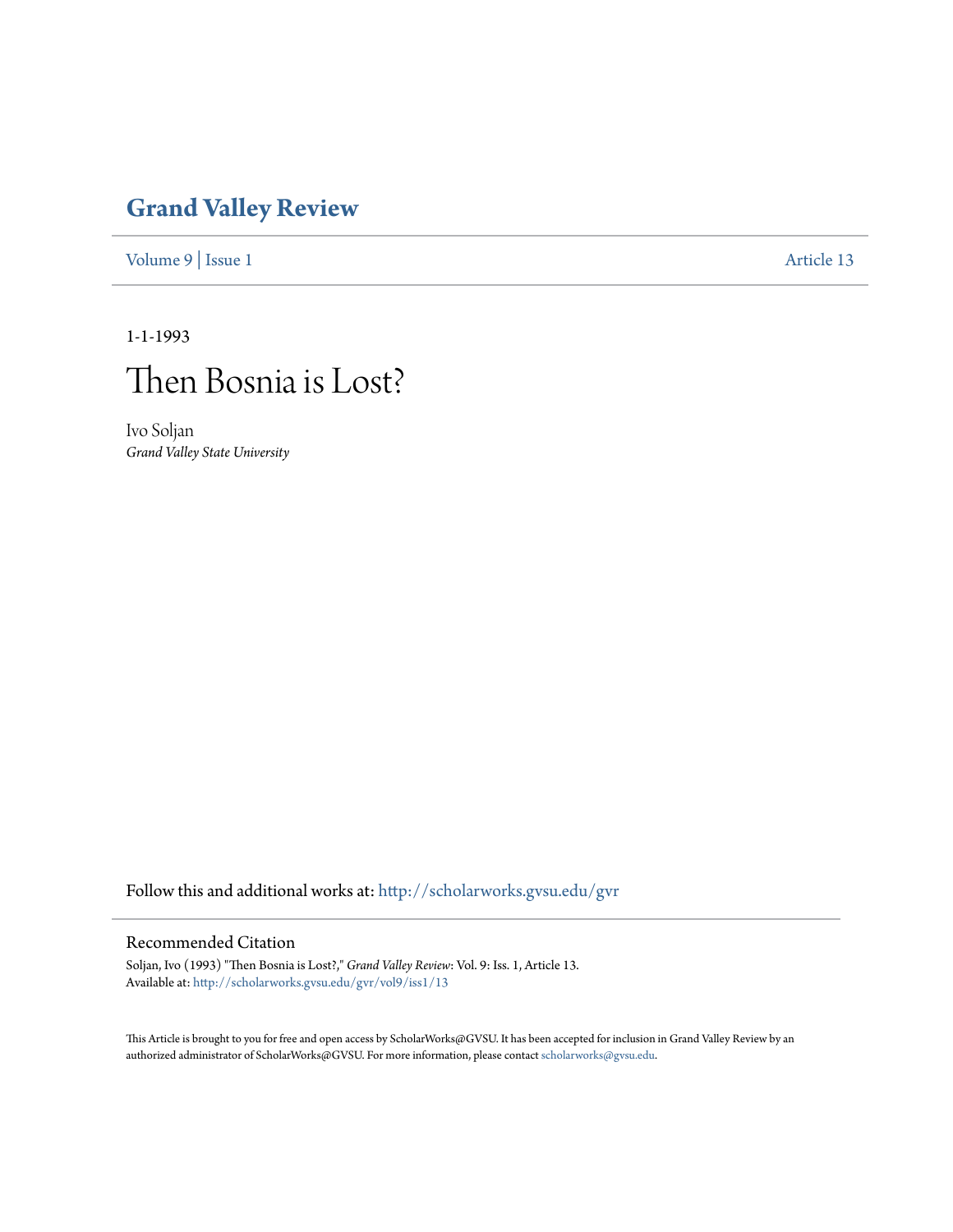# Grand Valley Review

Volume 9 | Issue 1 Article 13

1-1-1993

# Then Bosnia is Lost?

Ivo Soljan
*Grand Valley State University*

Follow this and additional works at: http://scholarworks.gvsu.edu/gvr

## Recommended Citation

Soljan, Ivo (1993) "Then Bosnia is Lost?," *Grand Valley Review*: Vol. 9: Iss. 1, Article 13.
Available at: http://scholarworks.gvsu.edu/gvr/vol9/iss1/13

This Article is brought to you for free and open access by ScholarWorks@GVSU. It has been accepted for inclusion in Grand Valley Review by an authorized administrator of ScholarWorks@GVSU. For more information, please contact scholarworks@gvsu.edu.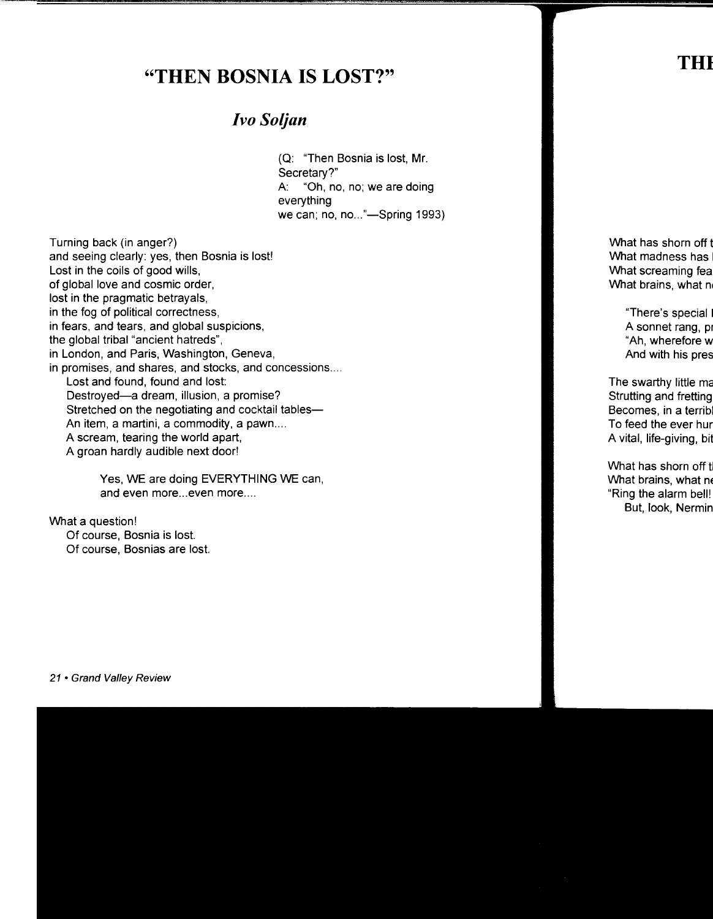# "THEN BOSNIA IS LOST?"

## *Ivo Soljan*

(Q: "Then Bosnia is lost, Mr. Secretary?"
A: "Oh, no, no; we are doing everything
we can; no, no..."—Spring 1993)

Turning back (in anger?)
and seeing clearly: yes, then Bosnia is lost!
Lost in the coils of good wills,
of global love and cosmic order,
lost in the pragmatic betrayals,
in the fog of political correctness,
in fears, and tears, and global suspicions,
the global tribal "ancient hatreds",
in London, and Paris, Washington, Geneva,
in promises, and shares, and stocks, and concessions....
  Lost and found, found and lost:
  Destroyed—a dream, illusion, a promise?
  Stretched on the negotiating and cocktail tables—
  An item, a martini, a commodity, a pawn....
  A scream, tearing the world apart,
  A groan hardly audible next door!

    Yes, WE are doing EVERYTHING WE can,
    and even more...even more....

What a question!
  Of course, Bosnia is lost.
  Of course, Bosnias are lost.